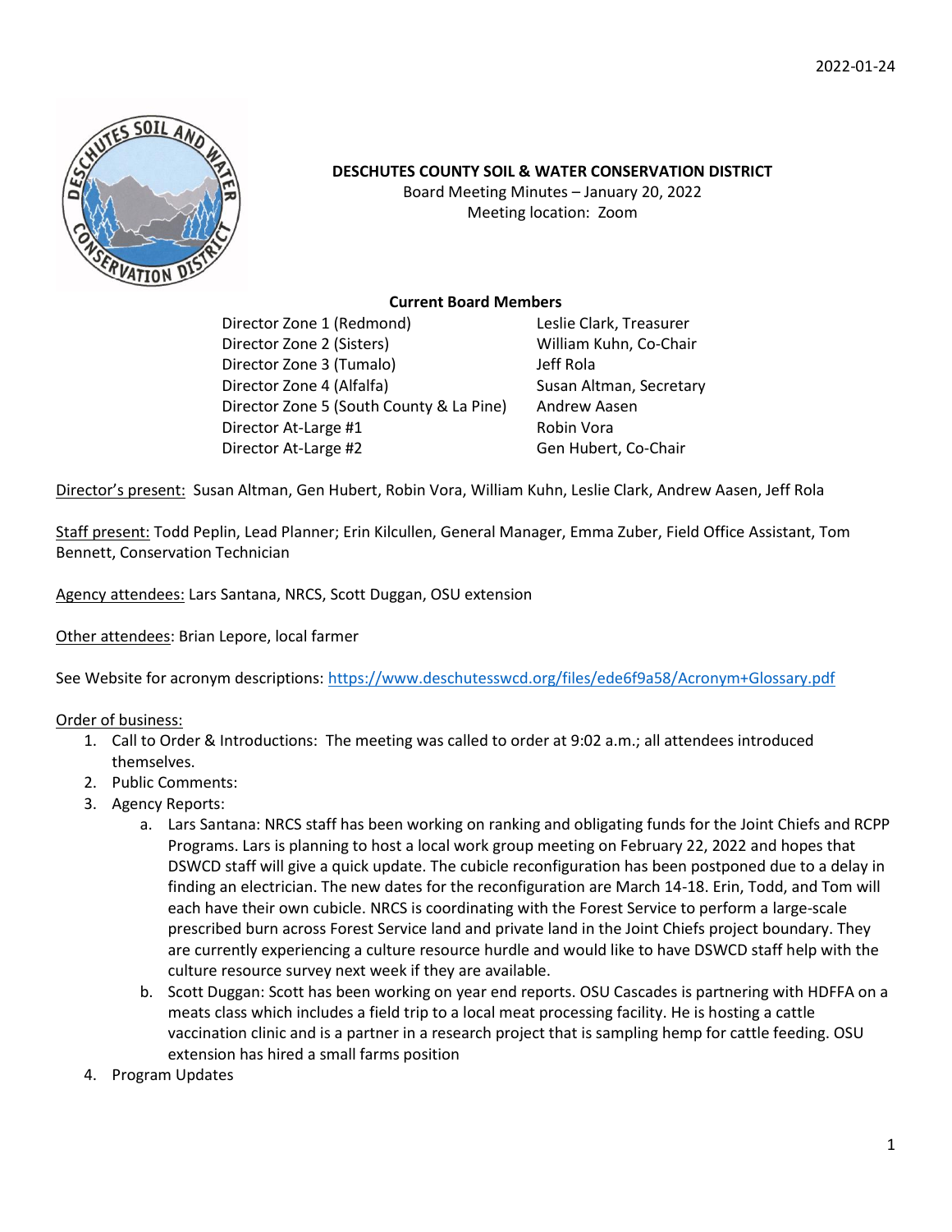2022-01-24

**DESCHUTES COUNTY SOIL & WATER CONSERVATION DISTRICT**
Board Meeting Minutes – January 20, 2022
Meeting location: Zoom

**Current Board Members**

| | |
|---|---|
| Director Zone 1 (Redmond) | Leslie Clark, Treasurer |
| Director Zone 2 (Sisters) | William Kuhn, Co-Chair |
| Director Zone 3 (Tumalo) | Jeff Rola |
| Director Zone 4 (Alfalfa) | Susan Altman, Secretary |
| Director Zone 5 (South County & La Pine) | Andrew Aasen |
| Director At-Large #1 | Robin Vora |
| Director At-Large #2 | Gen Hubert, Co-Chair |

Director's present: Susan Altman, Gen Hubert, Robin Vora, William Kuhn, Leslie Clark, Andrew Aasen, Jeff Rola

Staff present: Todd Peplin, Lead Planner; Erin Kilcullen, General Manager, Emma Zuber, Field Office Assistant, Tom Bennett, Conservation Technician

Agency attendees: Lars Santana, NRCS, Scott Duggan, OSU extension

Other attendees: Brian Lepore, local farmer

See Website for acronym descriptions: https://www.deschutesswcd.org/files/ede6f9a58/Acronym+Glossary.pdf

Order of business:

1. Call to Order & Introductions: The meeting was called to order at 9:02 a.m.; all attendees introduced themselves.
2. Public Comments:
3. Agency Reports:
    a. Lars Santana: NRCS staff has been working on ranking and obligating funds for the Joint Chiefs and RCPP Programs. Lars is planning to host a local work group meeting on February 22, 2022 and hopes that DSWCD staff will give a quick update. The cubicle reconfiguration has been postponed due to a delay in finding an electrician. The new dates for the reconfiguration are March 14-18. Erin, Todd, and Tom will each have their own cubicle. NRCS is coordinating with the Forest Service to perform a large-scale prescribed burn across Forest Service land and private land in the Joint Chiefs project boundary. They are currently experiencing a culture resource hurdle and would like to have DSWCD staff help with the culture resource survey next week if they are available.
    b. Scott Duggan: Scott has been working on year end reports. OSU Cascades is partnering with HDFFA on a meats class which includes a field trip to a local meat processing facility. He is hosting a cattle vaccination clinic and is a partner in a research project that is sampling hemp for cattle feeding. OSU extension has hired a small farms position
4. Program Updates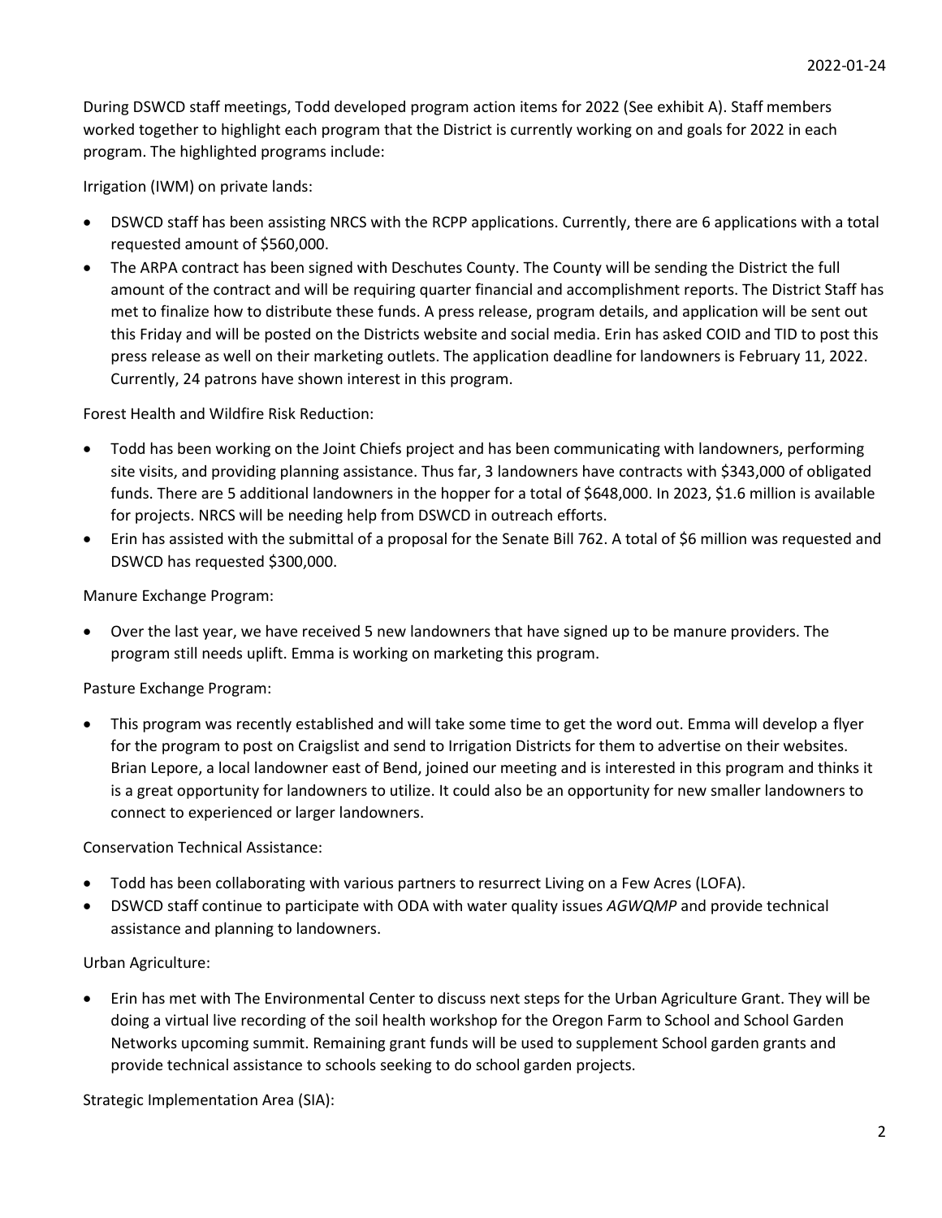During DSWCD staff meetings, Todd developed program action items for 2022 (See exhibit A). Staff members worked together to highlight each program that the District is currently working on and goals for 2022 in each program. The highlighted programs include:

Irrigation (IWM) on private lands:

- DSWCD staff has been assisting NRCS with the RCPP applications. Currently, there are 6 applications with a total requested amount of $560,000.
- The ARPA contract has been signed with Deschutes County. The County will be sending the District the full amount of the contract and will be requiring quarter financial and accomplishment reports. The District Staff has met to finalize how to distribute these funds. A press release, program details, and application will be sent out this Friday and will be posted on the Districts website and social media. Erin has asked COID and TID to post this press release as well on their marketing outlets. The application deadline for landowners is February 11, 2022. Currently, 24 patrons have shown interest in this program.

Forest Health and Wildfire Risk Reduction:

- Todd has been working on the Joint Chiefs project and has been communicating with landowners, performing site visits, and providing planning assistance. Thus far, 3 landowners have contracts with $343,000 of obligated funds. There are 5 additional landowners in the hopper for a total of $648,000. In 2023, $1.6 million is available for projects. NRCS will be needing help from DSWCD in outreach efforts.
- Erin has assisted with the submittal of a proposal for the Senate Bill 762. A total of $6 million was requested and DSWCD has requested $300,000.

Manure Exchange Program:

- Over the last year, we have received 5 new landowners that have signed up to be manure providers. The program still needs uplift. Emma is working on marketing this program.

Pasture Exchange Program:

- This program was recently established and will take some time to get the word out. Emma will develop a flyer for the program to post on Craigslist and send to Irrigation Districts for them to advertise on their websites. Brian Lepore, a local landowner east of Bend, joined our meeting and is interested in this program and thinks it is a great opportunity for landowners to utilize. It could also be an opportunity for new smaller landowners to connect to experienced or larger landowners.

Conservation Technical Assistance:

- Todd has been collaborating with various partners to resurrect Living on a Few Acres (LOFA).
- DSWCD staff continue to participate with ODA with water quality issues *AGWQMP* and provide technical assistance and planning to landowners.

Urban Agriculture:

- Erin has met with The Environmental Center to discuss next steps for the Urban Agriculture Grant. They will be doing a virtual live recording of the soil health workshop for the Oregon Farm to School and School Garden Networks upcoming summit. Remaining grant funds will be used to supplement School garden grants and provide technical assistance to schools seeking to do school garden projects.

Strategic Implementation Area (SIA):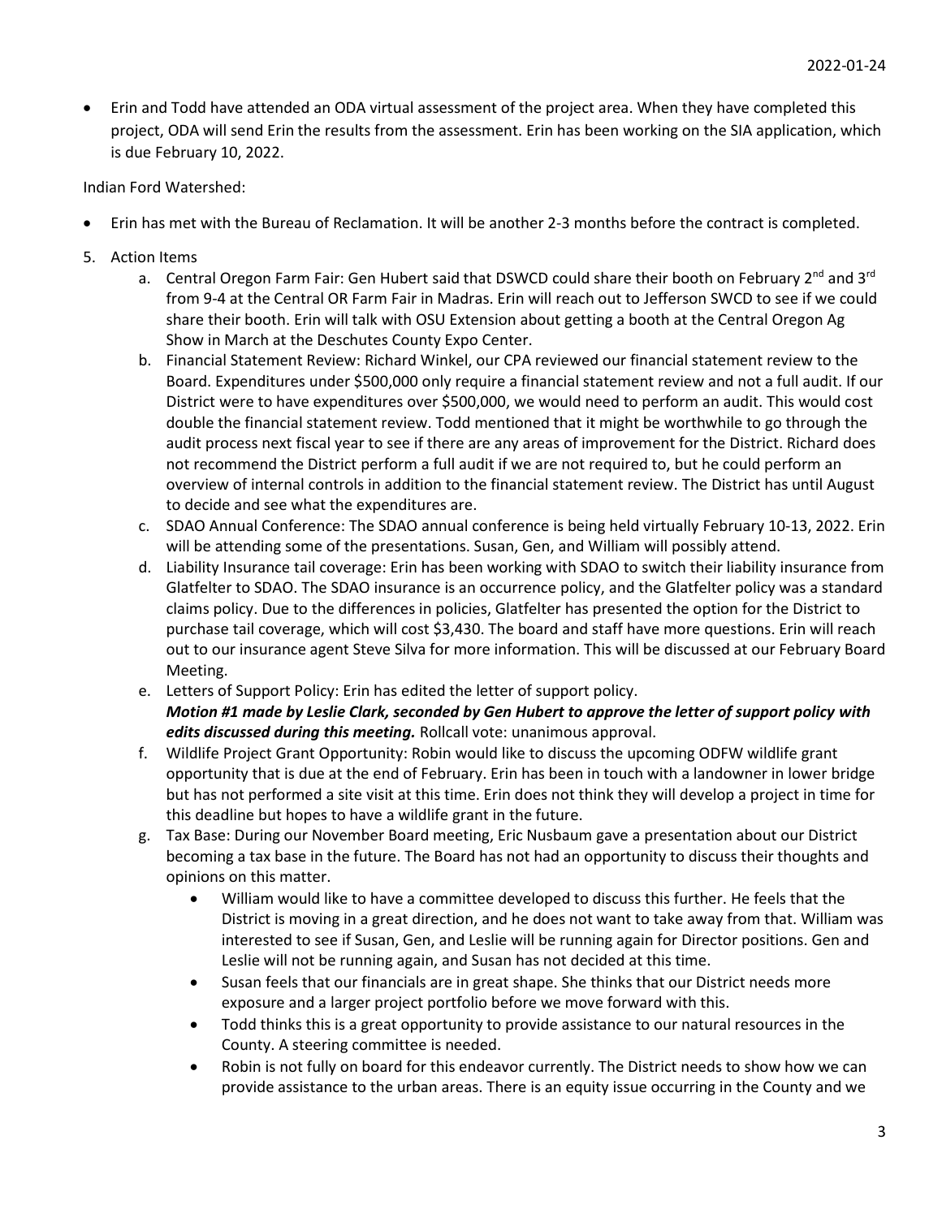- Erin and Todd have attended an ODA virtual assessment of the project area. When they have completed this project, ODA will send Erin the results from the assessment. Erin has been working on the SIA application, which is due February 10, 2022.

Indian Ford Watershed:

- Erin has met with the Bureau of Reclamation. It will be another 2-3 months before the contract is completed.

5. Action Items
   a. Central Oregon Farm Fair: Gen Hubert said that DSWCD could share their booth on February 2nd and 3rd from 9-4 at the Central OR Farm Fair in Madras. Erin will reach out to Jefferson SWCD to see if we could share their booth. Erin will talk with OSU Extension about getting a booth at the Central Oregon Ag Show in March at the Deschutes County Expo Center.
   b. Financial Statement Review: Richard Winkel, our CPA reviewed our financial statement review to the Board. Expenditures under $500,000 only require a financial statement review and not a full audit. If our District were to have expenditures over $500,000, we would need to perform an audit. This would cost double the financial statement review. Todd mentioned that it might be worthwhile to go through the audit process next fiscal year to see if there are any areas of improvement for the District. Richard does not recommend the District perform a full audit if we are not required to, but he could perform an overview of internal controls in addition to the financial statement review. The District has until August to decide and see what the expenditures are.
   c. SDAO Annual Conference: The SDAO annual conference is being held virtually February 10-13, 2022. Erin will be attending some of the presentations. Susan, Gen, and William will possibly attend.
   d. Liability Insurance tail coverage: Erin has been working with SDAO to switch their liability insurance from Glatfelter to SDAO. The SDAO insurance is an occurrence policy, and the Glatfelter policy was a standard claims policy. Due to the differences in policies, Glatfelter has presented the option for the District to purchase tail coverage, which will cost $3,430. The board and staff have more questions. Erin will reach out to our insurance agent Steve Silva for more information. This will be discussed at our February Board Meeting.
   e. Letters of Support Policy: Erin has edited the letter of support policy.
   ***Motion #1 made by Leslie Clark, seconded by Gen Hubert to approve the letter of support policy with edits discussed during this meeting.*** Rollcall vote: unanimous approval.
   f. Wildlife Project Grant Opportunity: Robin would like to discuss the upcoming ODFW wildlife grant opportunity that is due at the end of February. Erin has been in touch with a landowner in lower bridge but has not performed a site visit at this time. Erin does not think they will develop a project in time for this deadline but hopes to have a wildlife grant in the future.
   g. Tax Base: During our November Board meeting, Eric Nusbaum gave a presentation about our District becoming a tax base in the future. The Board has not had an opportunity to discuss their thoughts and opinions on this matter.
      - William would like to have a committee developed to discuss this further. He feels that the District is moving in a great direction, and he does not want to take away from that. William was interested to see if Susan, Gen, and Leslie will be running again for Director positions. Gen and Leslie will not be running again, and Susan has not decided at this time.
      - Susan feels that our financials are in great shape. She thinks that our District needs more exposure and a larger project portfolio before we move forward with this.
      - Todd thinks this is a great opportunity to provide assistance to our natural resources in the County. A steering committee is needed.
      - Robin is not fully on board for this endeavor currently. The District needs to show how we can provide assistance to the urban areas. There is an equity issue occurring in the County and we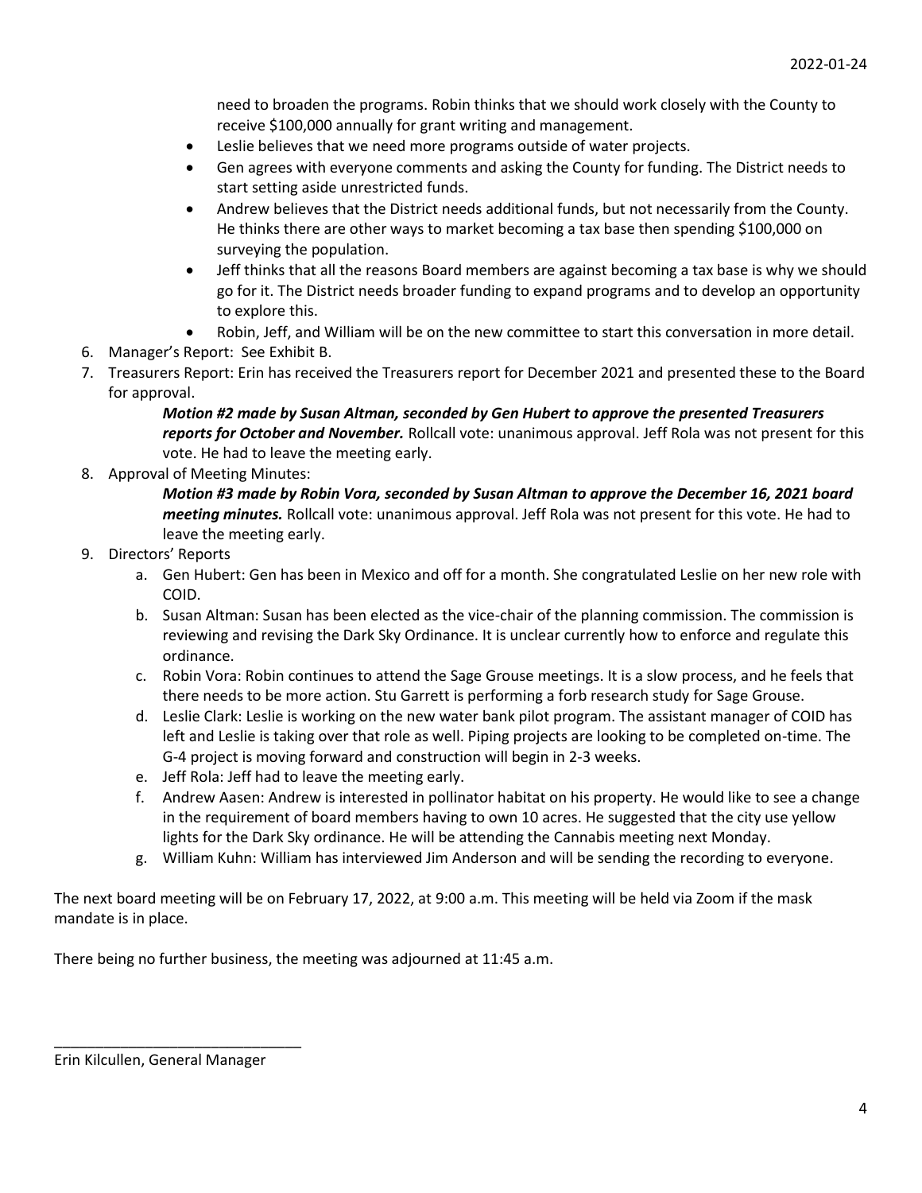need to broaden the programs. Robin thinks that we should work closely with the County to receive $100,000 annually for grant writing and management.

- Leslie believes that we need more programs outside of water projects.
- Gen agrees with everyone comments and asking the County for funding. The District needs to start setting aside unrestricted funds.
- Andrew believes that the District needs additional funds, but not necessarily from the County. He thinks there are other ways to market becoming a tax base then spending $100,000 on surveying the population.
- Jeff thinks that all the reasons Board members are against becoming a tax base is why we should go for it. The District needs broader funding to expand programs and to develop an opportunity to explore this.
- Robin, Jeff, and William will be on the new committee to start this conversation in more detail.

6. Manager's Report: See Exhibit B.
7. Treasurers Report: Erin has received the Treasurers report for December 2021 and presented these to the Board for approval.

   ***Motion #2 made by Susan Altman, seconded by Gen Hubert to approve the presented Treasurers reports for October and November.*** Rollcall vote: unanimous approval. Jeff Rola was not present for this vote. He had to leave the meeting early.

8. Approval of Meeting Minutes:

   ***Motion #3 made by Robin Vora, seconded by Susan Altman to approve the December 16, 2021 board meeting minutes.*** Rollcall vote: unanimous approval. Jeff Rola was not present for this vote. He had to leave the meeting early.

9. Directors' Reports
   a. Gen Hubert: Gen has been in Mexico and off for a month. She congratulated Leslie on her new role with COID.
   b. Susan Altman: Susan has been elected as the vice-chair of the planning commission. The commission is reviewing and revising the Dark Sky Ordinance. It is unclear currently how to enforce and regulate this ordinance.
   c. Robin Vora: Robin continues to attend the Sage Grouse meetings. It is a slow process, and he feels that there needs to be more action. Stu Garrett is performing a forb research study for Sage Grouse.
   d. Leslie Clark: Leslie is working on the new water bank pilot program. The assistant manager of COID has left and Leslie is taking over that role as well. Piping projects are looking to be completed on-time. The G-4 project is moving forward and construction will begin in 2-3 weeks.
   e. Jeff Rola: Jeff had to leave the meeting early.
   f. Andrew Aasen: Andrew is interested in pollinator habitat on his property. He would like to see a change in the requirement of board members having to own 10 acres. He suggested that the city use yellow lights for the Dark Sky ordinance. He will be attending the Cannabis meeting next Monday.
   g. William Kuhn: William has interviewed Jim Anderson and will be sending the recording to everyone.

The next board meeting will be on February 17, 2022, at 9:00 a.m. This meeting will be held via Zoom if the mask mandate is in place.

There being no further business, the meeting was adjourned at 11:45 a.m.

\_\_\_\_\_\_\_\_\_\_\_\_\_\_\_\_\_\_\_\_\_\_\_\_\_\_\_\_\_\_

Erin Kilcullen, General Manager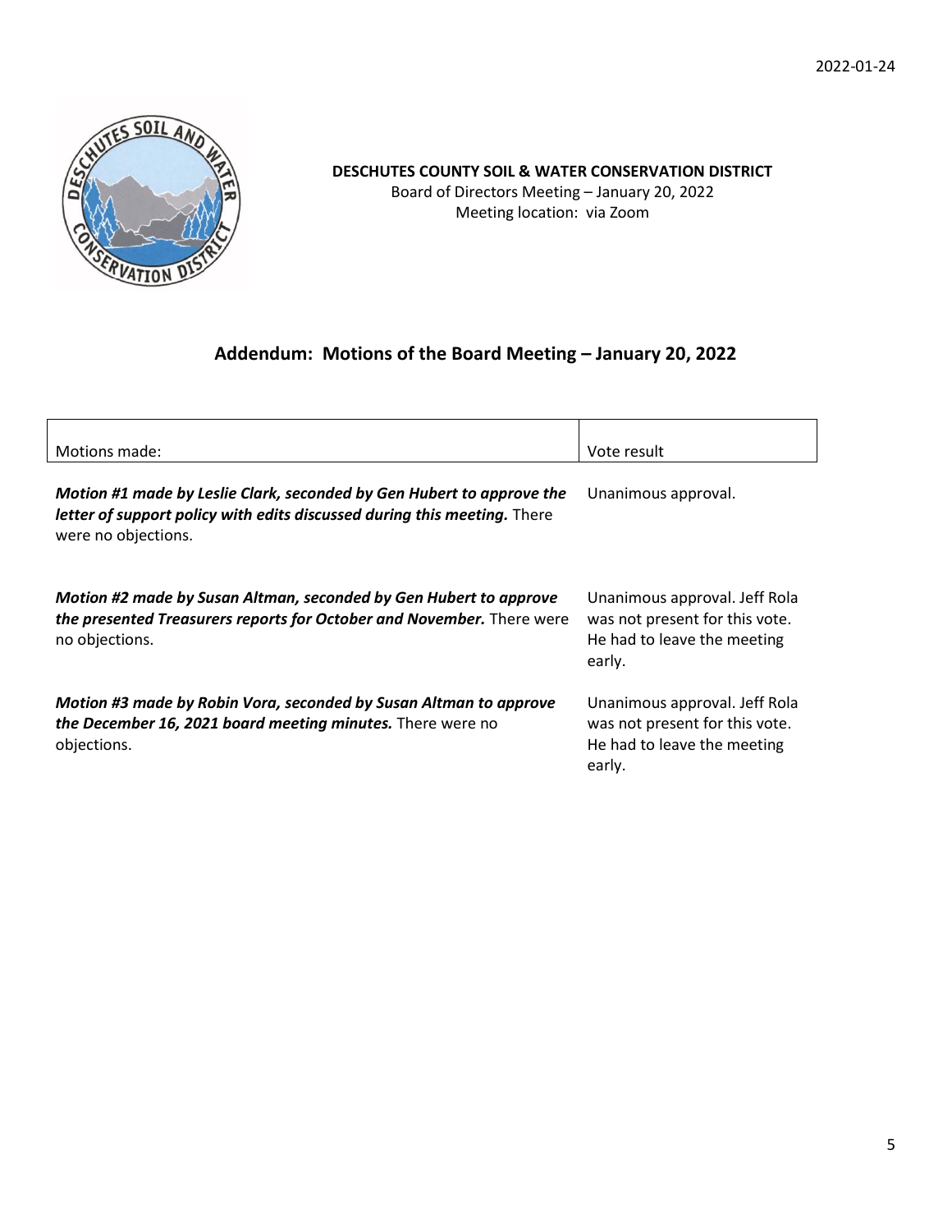**DESCHUTES COUNTY SOIL & WATER CONSERVATION DISTRICT**
Board of Directors Meeting – January 20, 2022
Meeting location: via Zoom

## Addendum: Motions of the Board Meeting – January 20, 2022

| Motions made: | Vote result |
|---|---|
| ***Motion #1 made by Leslie Clark, seconded by Gen Hubert to approve the letter of support policy with edits discussed during this meeting.*** There were no objections. | Unanimous approval. |
| ***Motion #2 made by Susan Altman, seconded by Gen Hubert to approve the presented Treasurers reports for October and November.*** There were no objections. | Unanimous approval. Jeff Rola was not present for this vote. He had to leave the meeting early. |
| ***Motion #3 made by Robin Vora, seconded by Susan Altman to approve the December 16, 2021 board meeting minutes.*** There were no objections. | Unanimous approval. Jeff Rola was not present for this vote. He had to leave the meeting early. |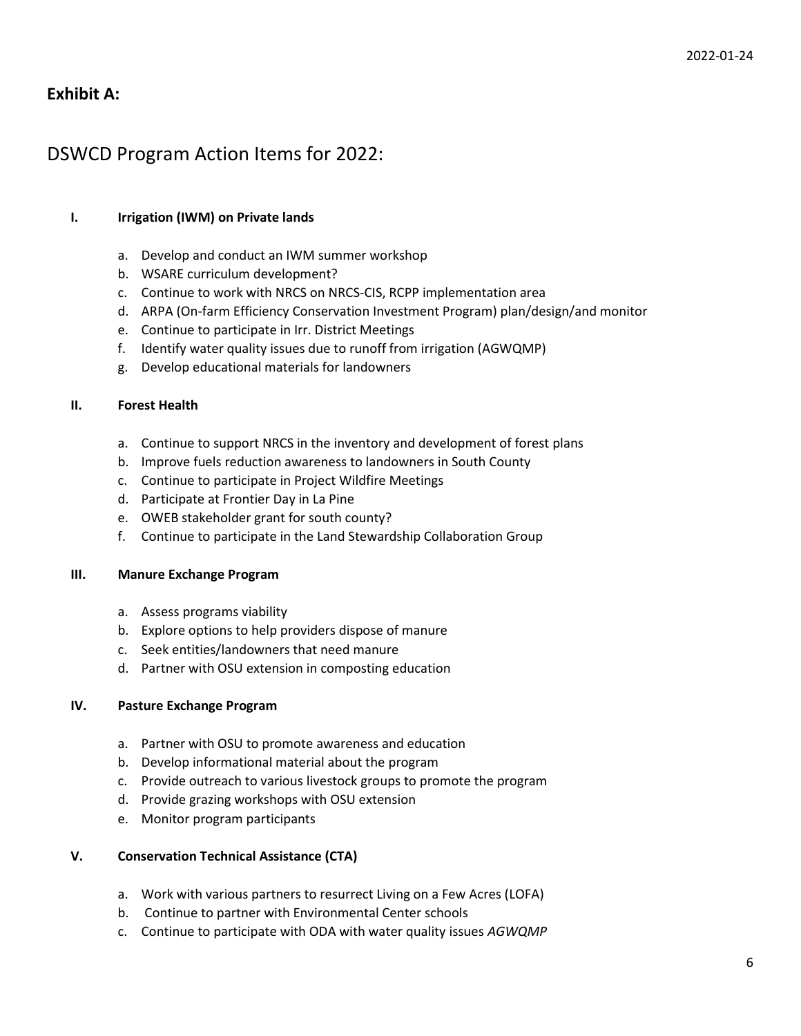2022-01-24

## Exhibit A:

# DSWCD Program Action Items for 2022:

**I. Irrigation (IWM) on Private lands**

a. Develop and conduct an IWM summer workshop
b. WSARE curriculum development?
c. Continue to work with NRCS on NRCS-CIS, RCPP implementation area
d. ARPA (On-farm Efficiency Conservation Investment Program) plan/design/and monitor
e. Continue to participate in Irr. District Meetings
f. Identify water quality issues due to runoff from irrigation (AGWQMP)
g. Develop educational materials for landowners

**II. Forest Health**

a. Continue to support NRCS in the inventory and development of forest plans
b. Improve fuels reduction awareness to landowners in South County
c. Continue to participate in Project Wildfire Meetings
d. Participate at Frontier Day in La Pine
e. OWEB stakeholder grant for south county?
f. Continue to participate in the Land Stewardship Collaboration Group

**III. Manure Exchange Program**

a. Assess programs viability
b. Explore options to help providers dispose of manure
c. Seek entities/landowners that need manure
d. Partner with OSU extension in composting education

**IV. Pasture Exchange Program**

a. Partner with OSU to promote awareness and education
b. Develop informational material about the program
c. Provide outreach to various livestock groups to promote the program
d. Provide grazing workshops with OSU extension
e. Monitor program participants

**V. Conservation Technical Assistance (CTA)**

a. Work with various partners to resurrect Living on a Few Acres (LOFA)
b. Continue to partner with Environmental Center schools
c. Continue to participate with ODA with water quality issues *AGWQMP*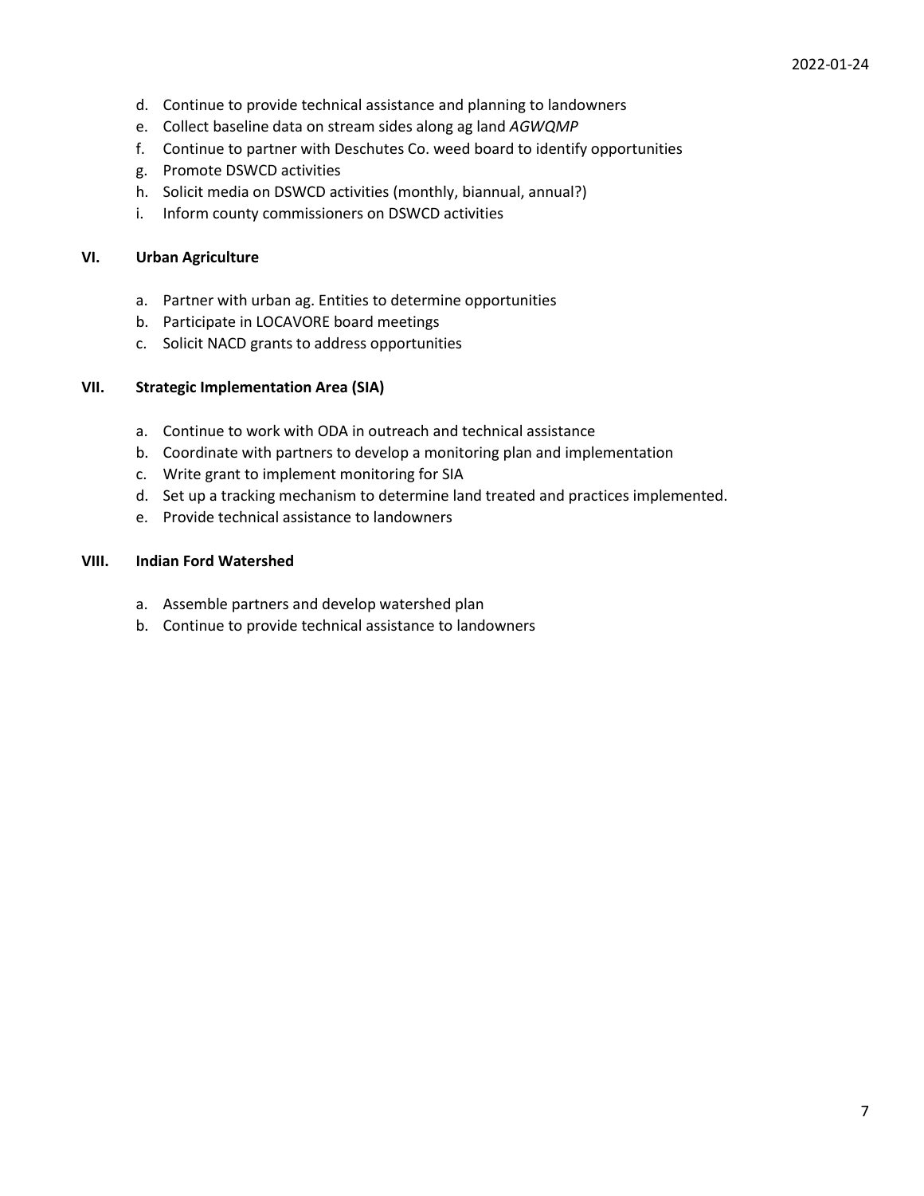d. Continue to provide technical assistance and planning to landowners
e. Collect baseline data on stream sides along ag land *AGWQMP*
f. Continue to partner with Deschutes Co. weed board to identify opportunities
g. Promote DSWCD activities
h. Solicit media on DSWCD activities (monthly, biannual, annual?)
i. Inform county commissioners on DSWCD activities

### VI. Urban Agriculture

a. Partner with urban ag. Entities to determine opportunities
b. Participate in LOCAVORE board meetings
c. Solicit NACD grants to address opportunities

### VII. Strategic Implementation Area (SIA)

a. Continue to work with ODA in outreach and technical assistance
b. Coordinate with partners to develop a monitoring plan and implementation
c. Write grant to implement monitoring for SIA
d. Set up a tracking mechanism to determine land treated and practices implemented.
e. Provide technical assistance to landowners

### VIII. Indian Ford Watershed

a. Assemble partners and develop watershed plan
b. Continue to provide technical assistance to landowners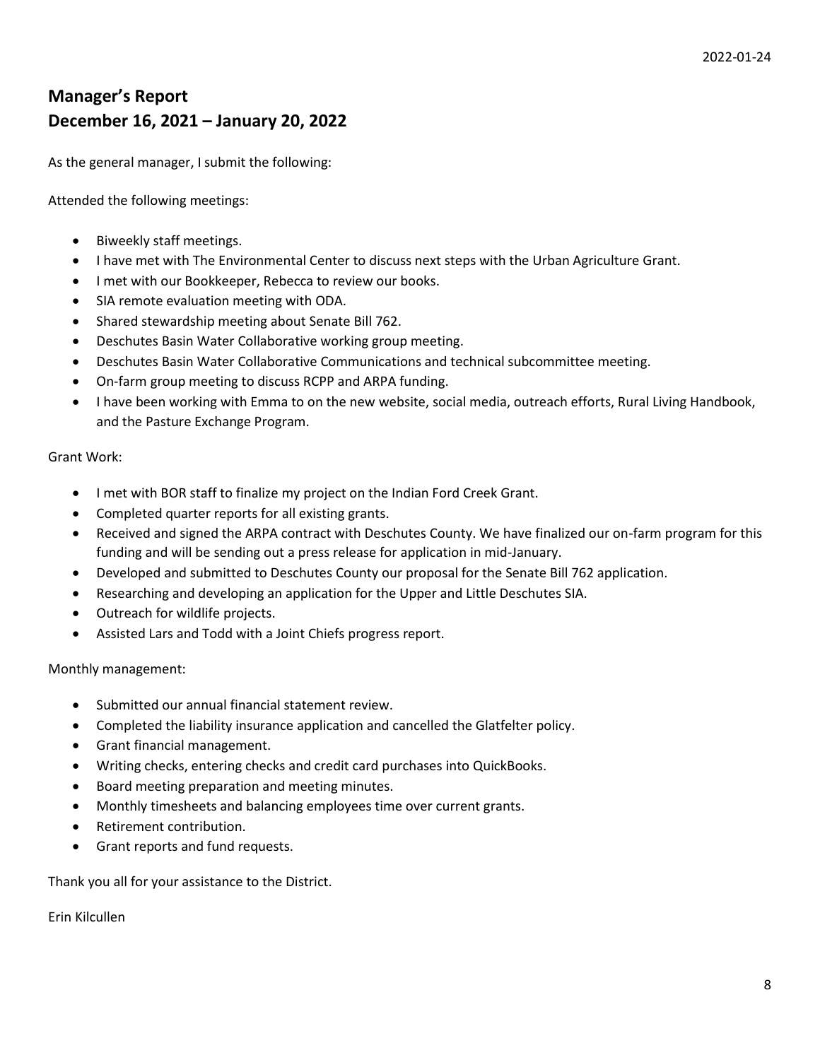2022-01-24

## Manager's Report
## December 16, 2021 – January 20, 2022

As the general manager, I submit the following:

Attended the following meetings:

- Biweekly staff meetings.
- I have met with The Environmental Center to discuss next steps with the Urban Agriculture Grant.
- I met with our Bookkeeper, Rebecca to review our books.
- SIA remote evaluation meeting with ODA.
- Shared stewardship meeting about Senate Bill 762.
- Deschutes Basin Water Collaborative working group meeting.
- Deschutes Basin Water Collaborative Communications and technical subcommittee meeting.
- On-farm group meeting to discuss RCPP and ARPA funding.
- I have been working with Emma to on the new website, social media, outreach efforts, Rural Living Handbook, and the Pasture Exchange Program.

Grant Work:

- I met with BOR staff to finalize my project on the Indian Ford Creek Grant.
- Completed quarter reports for all existing grants.
- Received and signed the ARPA contract with Deschutes County. We have finalized our on-farm program for this funding and will be sending out a press release for application in mid-January.
- Developed and submitted to Deschutes County our proposal for the Senate Bill 762 application.
- Researching and developing an application for the Upper and Little Deschutes SIA.
- Outreach for wildlife projects.
- Assisted Lars and Todd with a Joint Chiefs progress report.

Monthly management:

- Submitted our annual financial statement review.
- Completed the liability insurance application and cancelled the Glatfelter policy.
- Grant financial management.
- Writing checks, entering checks and credit card purchases into QuickBooks.
- Board meeting preparation and meeting minutes.
- Monthly timesheets and balancing employees time over current grants.
- Retirement contribution.
- Grant reports and fund requests.

Thank you all for your assistance to the District.

Erin Kilcullen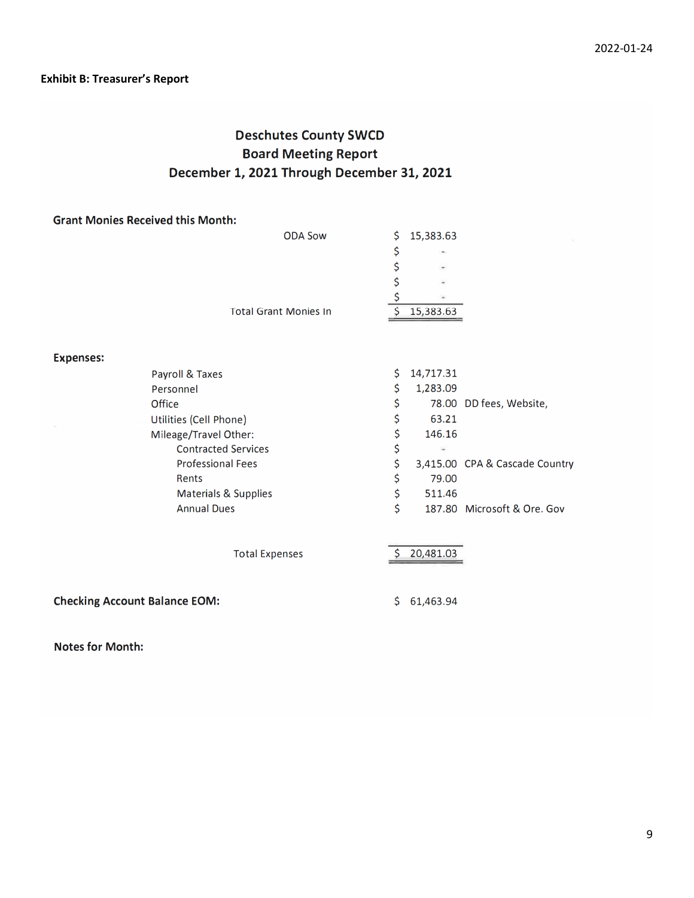**Exhibit B: Treasurer's Report**

## Deschutes County SWCD
## Board Meeting Report
## December 1, 2021 Through December 31, 2021

**Grant Monies Received this Month:**

| | | |
|---|---|---|
| ODA Sow | $ 15,383.63 | |
| | $ - | |
| | $ - | |
| | $ - | |
| | $ - | |
| Total Grant Monies In | $ 15,383.63 | |

**Expenses:**

| | | |
|---|---|---|
| Payroll & Taxes | $ 14,717.31 | |
| Personnel | $ 1,283.09 | |
| Office | $ 78.00 | DD fees, Website, |
| Utilities (Cell Phone) | $ 63.21 | |
| Mileage/Travel Other: | $ 146.16 | |
| Contracted Services | $ - | |
| Professional Fees | $ 3,415.00 | CPA & Cascade Country |
| Rents | $ 79.00 | |
| Materials & Supplies | $ 511.46 | |
| Annual Dues | $ 187.80 | Microsoft & Ore. Gov |
| Total Expenses | $ 20,481.03 | |

**Checking Account Balance EOM:** $ 61,463.94

**Notes for Month:**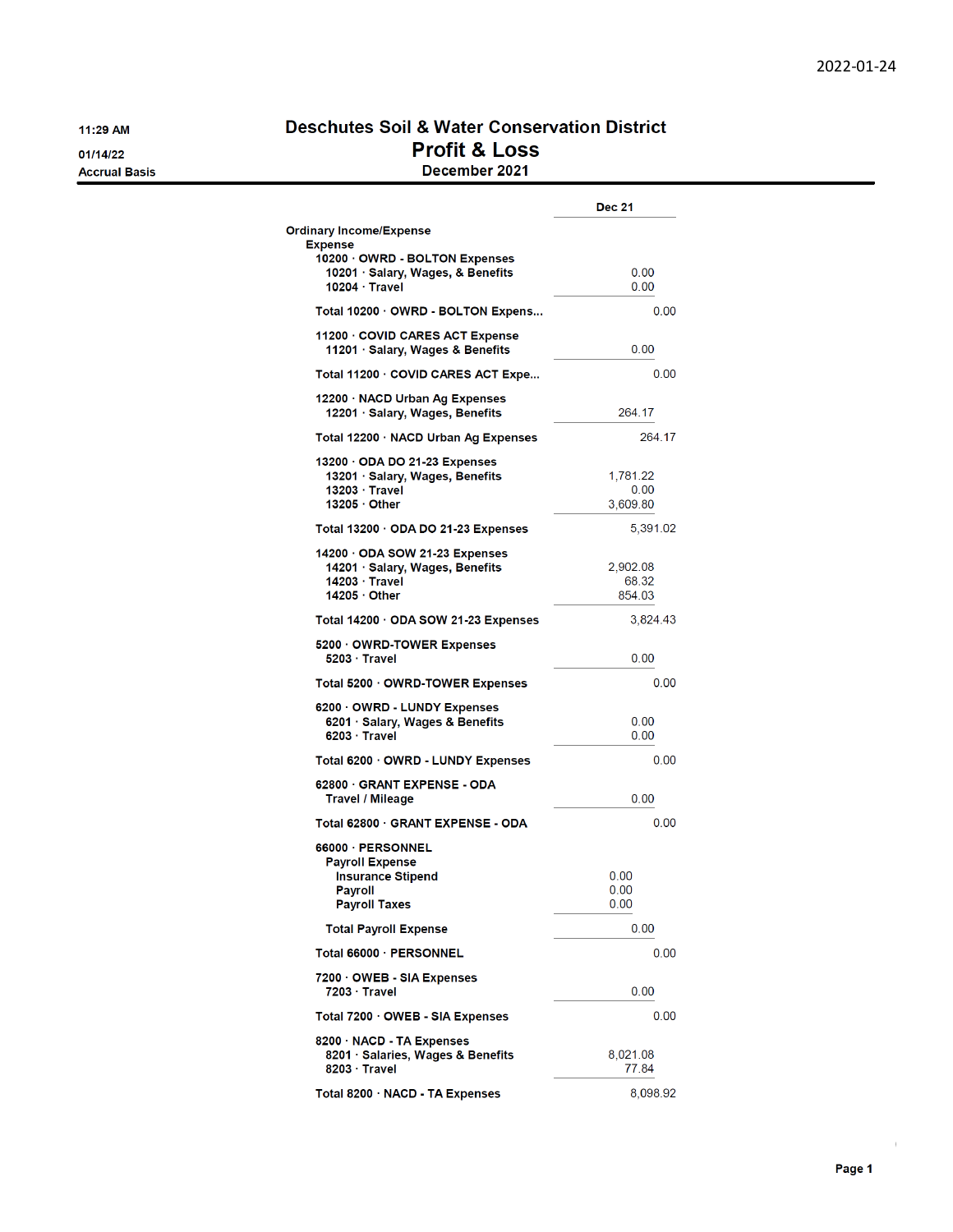2022-01-24

11:29 AM
01/14/22
Accrual Basis

# Deschutes Soil & Water Conservation District
## Profit & Loss
### December 2021

| | Dec 21 |
|---|---|
| **Ordinary Income/Expense** | |
| **Expense** | |
| **10200 · OWRD - BOLTON Expenses** | |
| 10201 · Salary, Wages, & Benefits | 0.00 |
| 10204 · Travel | 0.00 |
| **Total 10200 · OWRD - BOLTON Expens...** | 0.00 |
| **11200 · COVID CARES ACT Expense** | |
| 11201 · Salary, Wages & Benefits | 0.00 |
| **Total 11200 · COVID CARES ACT Expe...** | 0.00 |
| **12200 · NACD Urban Ag Expenses** | |
| 12201 · Salary, Wages, Benefits | 264.17 |
| **Total 12200 · NACD Urban Ag Expenses** | 264.17 |
| **13200 · ODA DO 21-23 Expenses** | |
| 13201 · Salary, Wages, Benefits | 1,781.22 |
| 13203 · Travel | 0.00 |
| 13205 · Other | 3,609.80 |
| **Total 13200 · ODA DO 21-23 Expenses** | 5,391.02 |
| **14200 · ODA SOW 21-23 Expenses** | |
| 14201 · Salary, Wages, Benefits | 2,902.08 |
| 14203 · Travel | 68.32 |
| 14205 · Other | 854.03 |
| **Total 14200 · ODA SOW 21-23 Expenses** | 3,824.43 |
| **5200 · OWRD-TOWER Expenses** | |
| 5203 · Travel | 0.00 |
| **Total 5200 · OWRD-TOWER Expenses** | 0.00 |
| **6200 · OWRD - LUNDY Expenses** | |
| 6201 · Salary, Wages & Benefits | 0.00 |
| 6203 · Travel | 0.00 |
| **Total 6200 · OWRD - LUNDY Expenses** | 0.00 |
| **62800 · GRANT EXPENSE - ODA** | |
| Travel / Mileage | 0.00 |
| **Total 62800 · GRANT EXPENSE - ODA** | 0.00 |
| **66000 · PERSONNEL** | |
| Payroll Expense | |
| Insurance Stipend | 0.00 |
| Payroll | 0.00 |
| Payroll Taxes | 0.00 |
| **Total Payroll Expense** | 0.00 |
| **Total 66000 · PERSONNEL** | 0.00 |
| **7200 · OWEB - SIA Expenses** | |
| 7203 · Travel | 0.00 |
| **Total 7200 · OWEB - SIA Expenses** | 0.00 |
| **8200 · NACD - TA Expenses** | |
| 8201 · Salaries, Wages & Benefits | 8,021.08 |
| 8203 · Travel | 77.84 |
| **Total 8200 · NACD - TA Expenses** | 8,098.92 |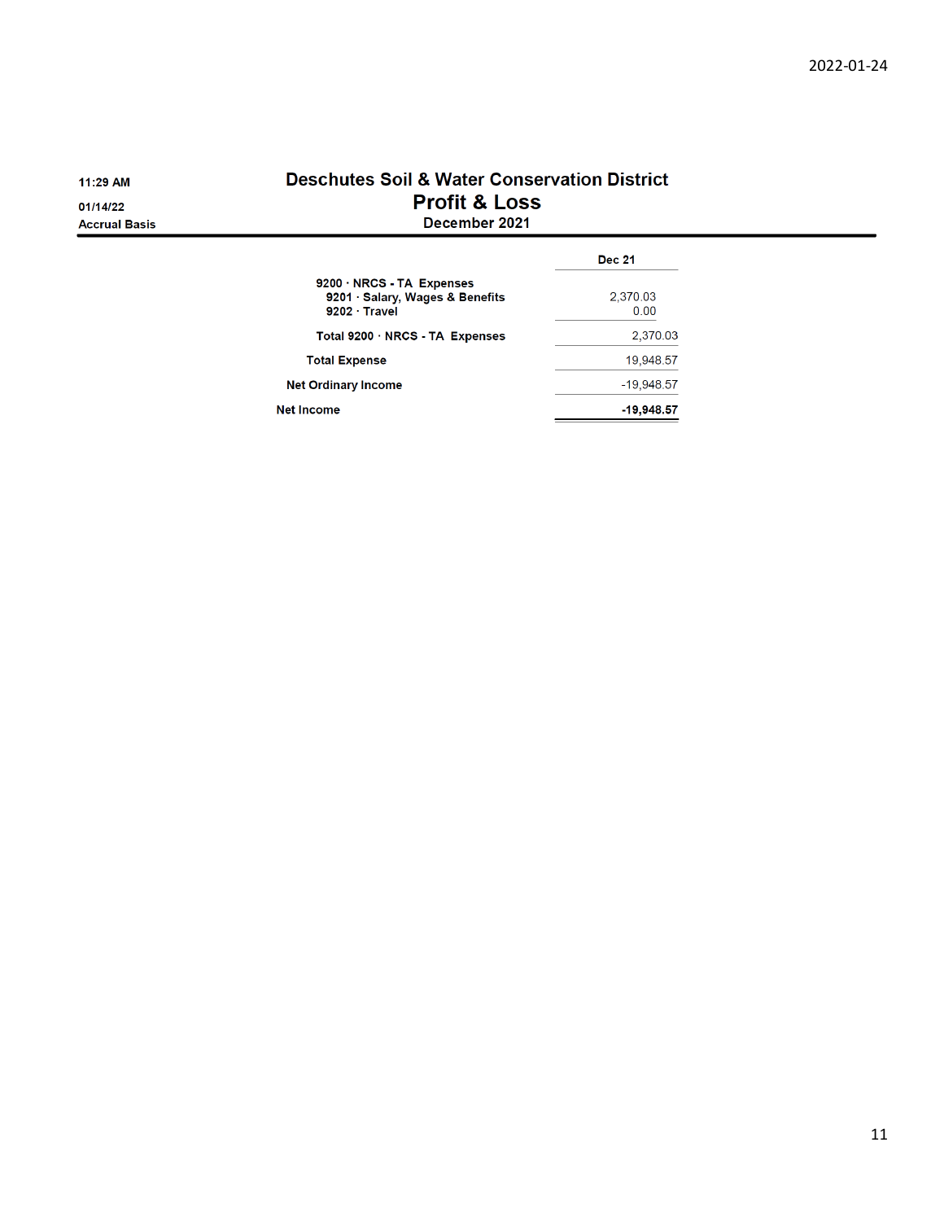11:29 AM

01/14/22

Accrual Basis

# Deschutes Soil & Water Conservation District
## Profit & Loss
### December 2021

| | Dec 21 |
|---|---|
| 9200 · NRCS - TA Expenses | |
| 9201 · Salary, Wages & Benefits | 2,370.03 |
| 9202 · Travel | 0.00 |
| **Total 9200 · NRCS - TA Expenses** | 2,370.03 |
| **Total Expense** | 19,948.57 |
| **Net Ordinary Income** | -19,948.57 |
| **Net Income** | **-19,948.57** |